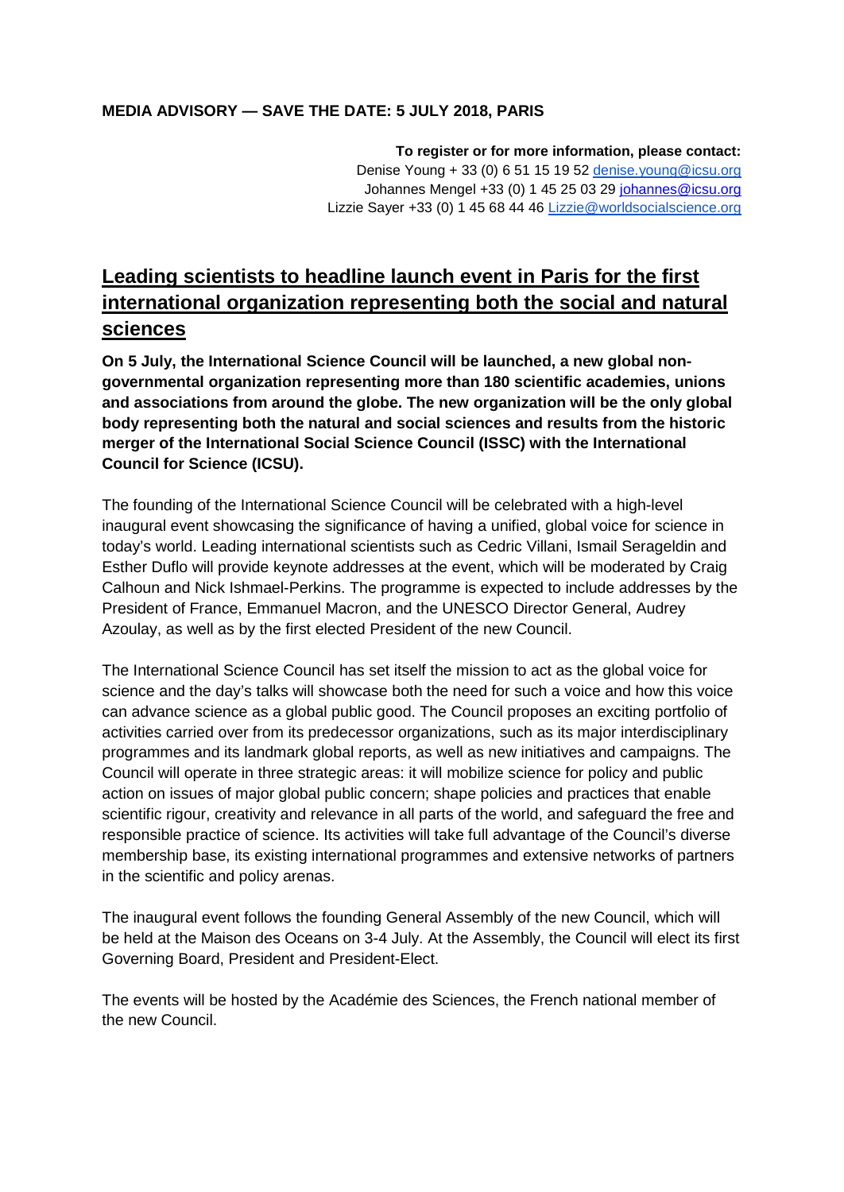**MEDIA ADVISORY — SAVE THE DATE: 5 JULY 2018, PARIS**

**To register or for more information, please contact:**
Denise Young + 33 (0) 6 51 15 19 52 denise.young@icsu.org
Johannes Mengel +33 (0) 1 45 25 03 29 johannes@icsu.org
Lizzie Sayer +33 (0) 1 45 68 44 46 Lizzie@worldsocialscience.org

# Leading scientists to headline launch event in Paris for the first international organization representing both the social and natural sciences

**On 5 July, the International Science Council will be launched, a new global non-governmental organization representing more than 180 scientific academies, unions and associations from around the globe. The new organization will be the only global body representing both the natural and social sciences and results from the historic merger of the International Social Science Council (ISSC) with the International Council for Science (ICSU).**

The founding of the International Science Council will be celebrated with a high-level inaugural event showcasing the significance of having a unified, global voice for science in today's world. Leading international scientists such as Cedric Villani, Ismail Serageldin and Esther Duflo will provide keynote addresses at the event, which will be moderated by Craig Calhoun and Nick Ishmael-Perkins. The programme is expected to include addresses by the President of France, Emmanuel Macron, and the UNESCO Director General, Audrey Azoulay, as well as by the first elected President of the new Council.

The International Science Council has set itself the mission to act as the global voice for science and the day's talks will showcase both the need for such a voice and how this voice can advance science as a global public good. The Council proposes an exciting portfolio of activities carried over from its predecessor organizations, such as its major interdisciplinary programmes and its landmark global reports, as well as new initiatives and campaigns. The Council will operate in three strategic areas: it will mobilize science for policy and public action on issues of major global public concern; shape policies and practices that enable scientific rigour, creativity and relevance in all parts of the world, and safeguard the free and responsible practice of science. Its activities will take full advantage of the Council's diverse membership base, its existing international programmes and extensive networks of partners in the scientific and policy arenas.

The inaugural event follows the founding General Assembly of the new Council, which will be held at the Maison des Oceans on 3-4 July. At the Assembly, the Council will elect its first Governing Board, President and President-Elect.

The events will be hosted by the Académie des Sciences, the French national member of the new Council.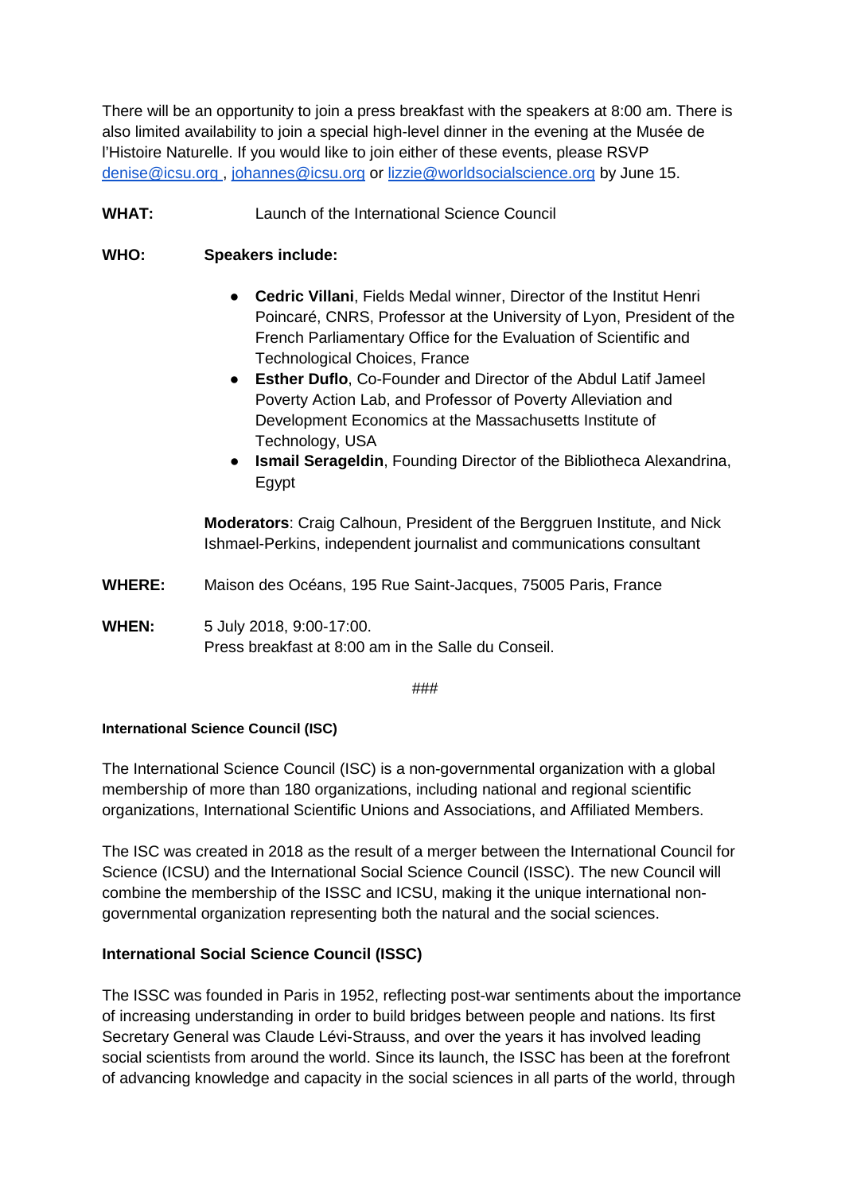There will be an opportunity to join a press breakfast with the speakers at 8:00 am. There is also limited availability to join a special high-level dinner in the evening at the Musée de l'Histoire Naturelle. If you would like to join either of these events, please RSVP denise@icsu.org , johannes@icsu.org or lizzie@worldsocialscience.org by June 15.

**WHAT:** Launch of the International Science Council

**WHO:** **Speakers include:**

- **Cedric Villani**, Fields Medal winner, Director of the Institut Henri Poincaré, CNRS, Professor at the University of Lyon, President of the French Parliamentary Office for the Evaluation of Scientific and Technological Choices, France
- **Esther Duflo**, Co-Founder and Director of the Abdul Latif Jameel Poverty Action Lab, and Professor of Poverty Alleviation and Development Economics at the Massachusetts Institute of Technology, USA
- **Ismail Serageldin**, Founding Director of the Bibliotheca Alexandrina, Egypt

**Moderators**: Craig Calhoun, President of the Berggruen Institute, and Nick Ishmael-Perkins, independent journalist and communications consultant

**WHERE:** Maison des Océans, 195 Rue Saint-Jacques, 75005 Paris, France

**WHEN:** 5 July 2018, 9:00-17:00.
Press breakfast at 8:00 am in the Salle du Conseil.

###

**International Science Council (ISC)**

The International Science Council (ISC) is a non-governmental organization with a global membership of more than 180 organizations, including national and regional scientific organizations, International Scientific Unions and Associations, and Affiliated Members.

The ISC was created in 2018 as the result of a merger between the International Council for Science (ICSU) and the International Social Science Council (ISSC). The new Council will combine the membership of the ISSC and ICSU, making it the unique international non-governmental organization representing both the natural and the social sciences.

**International Social Science Council (ISSC)**

The ISSC was founded in Paris in 1952, reflecting post-war sentiments about the importance of increasing understanding in order to build bridges between people and nations. Its first Secretary General was Claude Lévi-Strauss, and over the years it has involved leading social scientists from around the world. Since its launch, the ISSC has been at the forefront of advancing knowledge and capacity in the social sciences in all parts of the world, through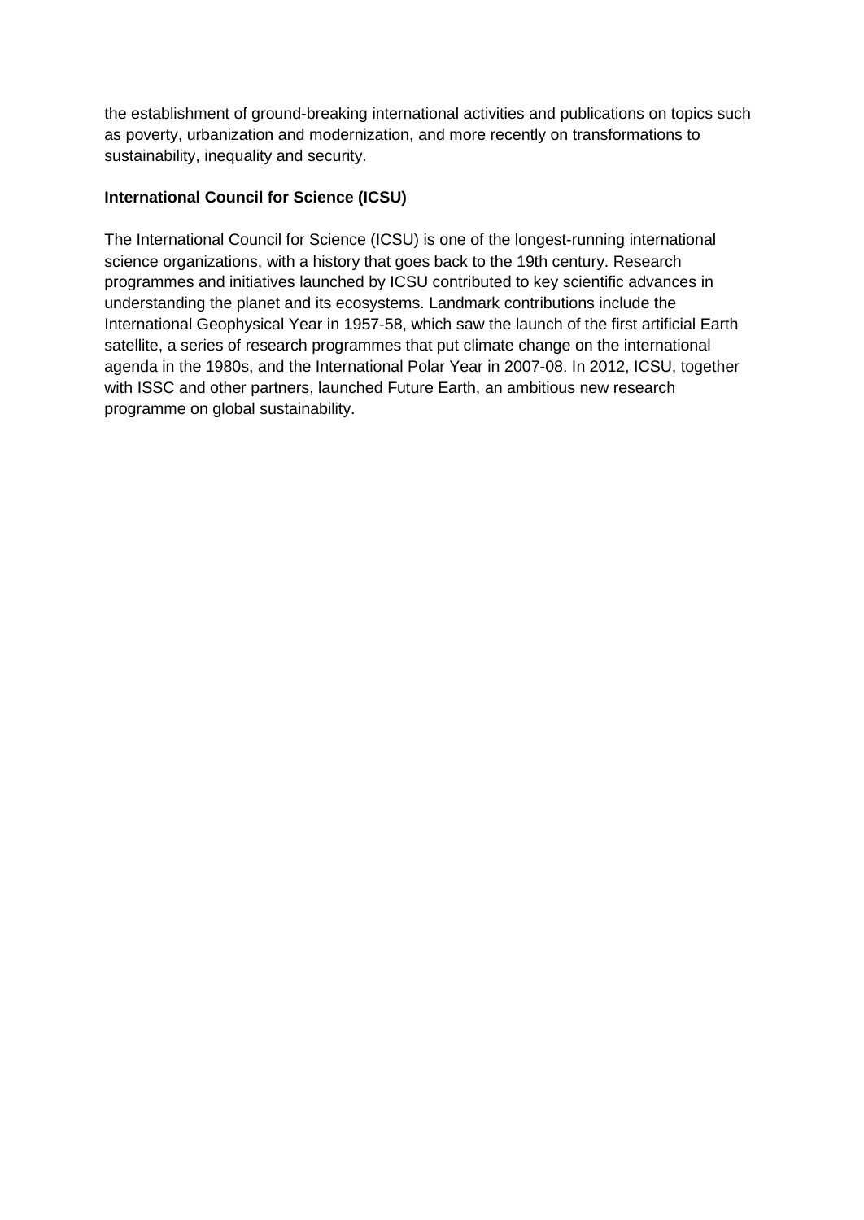the establishment of ground-breaking international activities and publications on topics such as poverty, urbanization and modernization, and more recently on transformations to sustainability, inequality and security.

**International Council for Science (ICSU)**

The International Council for Science (ICSU) is one of the longest-running international science organizations, with a history that goes back to the 19th century. Research programmes and initiatives launched by ICSU contributed to key scientific advances in understanding the planet and its ecosystems. Landmark contributions include the International Geophysical Year in 1957-58, which saw the launch of the first artificial Earth satellite, a series of research programmes that put climate change on the international agenda in the 1980s, and the International Polar Year in 2007-08. In 2012, ICSU, together with ISSC and other partners, launched Future Earth, an ambitious new research programme on global sustainability.